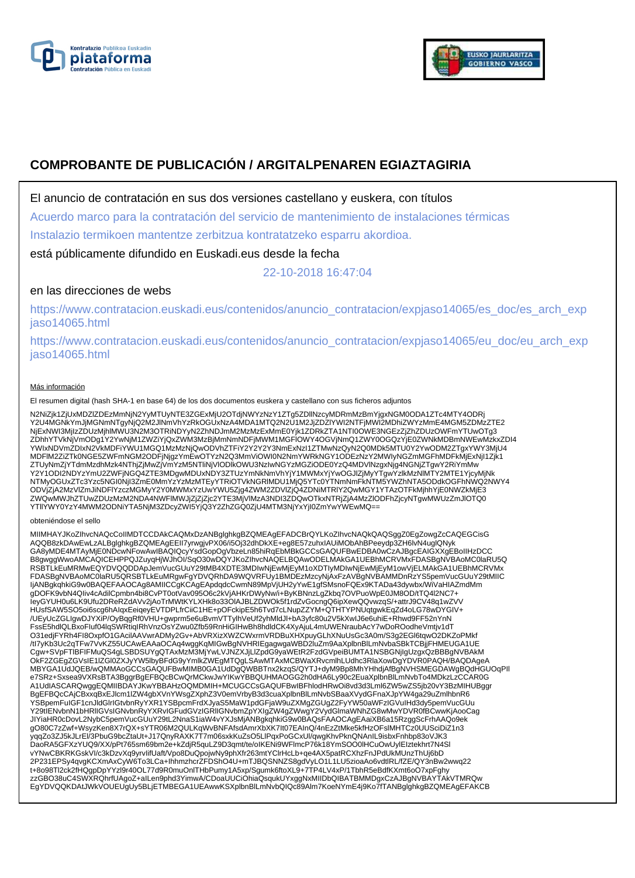# COMPROBANTE DE PUBLICACIÓN / ARGITALPENAREN EGIAZTAGIRIA

El anuncio de contratación en sus dos versiones castellano y euskera, con títulos

Acuerdo marco para la contratación del servicio de mantenimiento de instalaciones térmicas

Instalazio termikoen mantentze zerbitzua kontratatzeko esparru akordioa.

está públicamente difundido en Euskadi.eus desde la fecha

22-10-2018 16:47:04

en las direcciones de webs

https://www.contratacion.euskadi.eus/contenidos/anuncio_contratacion/expjaso14065/es_doc/es_arch_expjaso14065.html

https://www.contratacion.euskadi.eus/contenidos/anuncio_contratacion/expjaso14065/eu_doc/eu_arch_expjaso14065.html

Más información

El resumen digital (hash SHA-1 en base 64) de los dos documentos euskera y castellano con sus ficheros adjuntos

N2NiZjk1ZjUxMDZlZDEzMmNjN2YyMTUyNTE3ZGExMjU2OTdjNWYzNzY1ZTg5ZDllNzcyMDRmMzBmYjgxNGM0ODA1ZTc4MTY4ODRjY2U4MGNkYmJjMGNmNTgyNjQ2M2JlNmVhYzRkOGUxNzA4MDA1MTQ2N2U1M2JjZDZlYWI2NTFjMWI2MDhiZWYzMmE4MGM5ZDMzZTE2NjExNWI3MjIzZDUzMjhlMWU3N2M3OTRiNDYyN2ZhNDJmM2MzMzExMmE0Yjk1ZDRkZTA1NTI0OWE3NGEzZjZhZDUzOWFmYTUwOTg3ZDhhYTVkNjVmODg1Y2YwNjM1ZWZiYjQxZWM3MzBjMmNmNDFjMWM1MGFlOWY4OGVjNmQ1ZWY0OGQzYjE0ZWNkMDBmNWEwMzkxZDI4YWIxNDVmZDIxN2VkMDFiYWU1MGQ1MzMzNjQwODVhZTFiY2Y2Y2Y3NmExNzI1ZTMwNzQyN2Q0MDk5MTU0Y2YwODM2ZTgxYWY3MjU4MDFlM2ZiZTk0NGE5ZWFmNGM2ODFjNjgzYmEwOTYzN2Q3MmViOWI0N2NmYWRkNGY1ODEzNzY2MWIyNGZmMGFhMDFkMjExNjI1Zjk1ZTUyNmZjYTdmMzdhMzk4NThjZjMwZjVmYzM5NTliNjVlODlkOWU3NzIwNGYzMGZiODE0YzQ4MDVlNzgxNjg4NGNjZTgwY2RiYmMwY2Y1ODI2NDYzYmU2ZWFjNGQ4ZTE3MDgwMDUxNDY3ZTUzYmNkNmVhYjY1MWMxYjYwOGJlZjMyYTgwYzlkMzNlMTY2MTE1YjcyMjNkNTMyOGUxZTc3Yzc5NGI0NjI3ZmE0MmYzYzMzMTEyYTRiOTVkNGRlMDU1MjQ5YTc0YTNmNmFkNTM5YWZhNTA5ODdkOGFhNWQ2NWY4ODVjZjA2MzVlZmJiNDFlYzczMGMyY2Y0MWMxYzUwYWU5Zjg4ZWM2ZDVlZjQ4ZDNiMTRlY2QwMGY1YTAzOTFkMjhhYjE0NWZkMjE3ZWQwMWJhZTUwZDUzMzM2NDA4NWFlMWJjZjZjZjc2YTE3MjVlMzA3NDI3ZDQwOTkxNTRjZjA4MzZlODFhZjcyNTgwMWUzZmJlOTQ0YTllYWY0YzY4MWM2ODNiYTA5NjM3ZDcyZWI5YjQ3Y2ZhZGQ0ZjU4MTM3NjYxYjI0ZmYwYWEwMQ==

obteniéndose el sello

MIIMHAYJKoZIhvcNAQcCoIIMDTCCDAkCAQMxDzANBglghkgBZQMEAgEFADCBrQYLKoZIhvcNAQkQAQSggZ0EgZowgZcCAQEGCisGAQQB8zkDAwEwLzALBglghkgBZQMEAgEEII7yrwgjvPX06/i5Oj32dhDkXE+eg8E57zuhxIAUiMObAhBPeeydp3ZH6lvN4uglQNykGA8yMDE4MTAyMjE0NDcwNFowAwIBAQIQcyYsdGopOgVbzeLn85hiRqEbMBkGCCsGAQUFBwEDBA0wCzAJBgcEAIGXXgEBoIIHzDCCB8gwggWwoAMCAQICEHPPQJZuyqHjWJhOI/SqO30wDQYJKoZIhvcNAQELBQAwODELMAkGA1UEBhMCRVMxFDASBgNVBAoMC0laRU5QRSBTLkEuMRMwEQYDVQQDDApJemVucGUuY29tMB4XDTE3MDIwNjEwMjEyM1oXDTIyMDIwNjEwMjEyM1owVjELMAkGA1UEBhMCRVMxFDASBgNVBAoMC0laRU5QRSBTLkEuMRgwFgYDVQRhDA9WQVRFUy1BMDEzMzcyNjAxFzAVBgNVBAMMDnRzYS5pemVucGUuY29tMIICIjANBgkqhkiG9w0BAQEFAAOCAg8AMIICCgKCAgEApdqdcCwmN89MpVjUH2yYwE1gfSMsnoFQEx9KTADa43dywbx/WiVaHIAZmdMmgDOFK9vbN4QIiv4cAdilCpmbn4bi8CvPT0otVav095O6c2kVjAHKrDWyNw/i+ByKBNnzLgZkbq7OVPuoWpE0JM8OD/tTQ4l2NC7+IeyGYUH0u6LK9Ufu2DReRZdAVv2jAoTrMWtKYLXHk8o33OIAJBLZDWOk5f1rdZvGocngQ6ipXewQQvwzqS/+attrJ9CV48q1wZVVHUsfSAW5SO5oi6scg6hAIqxEeiqeyEVTDPLfrCiiC1HE+pOFckipE5h6Tvd7cLNupZZYM+QTHTYPNUqtgwkEqZd4oLG78wDYGIV+/UEyUcZGLlgwDJYXiP/OyBqgRf0VHU+gwprm5e6uBvmVTTylhVeUf2yhMldJI+bA3yfc80u2V5kXwlJ6e6uhiE+Rhwd9FF52nYnNFssE5hdlQLBxoFluf04lqSWRtiqlRhVnzOsYZwu0Zfb59RnHiGIHwBh8hdldCK4XyAjuL4mUWENraubAcY7wDoROodheVmtjv1dTO31edjFYRh4FI8OxpfO1GAciIAAVwrADMy2Gv+AbVRXizXWZCWxrmVRDBuXHXpuyGLhXNuUsGc3A0m/S3g2EGl6tqwO2DKZoPMkf/tI7yKb3Uc2qTFw7VvKZ55UCAwEAAaOCAq4wggKqMIGwBgNVHRIEgagwgaWBD2luZm9AaXplbnBlLmNvbaSBkTCBjjFHMEUGA1UECgw+SVpFTlBFIFMuQS4gLSBDSUYgQTAxMzM3MjYwLVJNZXJjLlZpdG9yaWEtR2FzdGVpeiBUMTA1NSBGNjlgUzgxQzBBBgNVBAkMOkF2ZGEgZGVsIE1lZGl0ZXJyYW5lbyBFdG9yYmlkZWEgMTQgLSAwMTAxMCBWaXRvcmlhLUdhc3RlaXowDgYDVR0PAQH/BAQDAgeAMBYGA1UdJQEB/wQMMAoGCCsGAQUFBwMIMB0GA1UdDgQWBBTnx2kzqS/QYTJ+dyM9Bp8MhYHhdjAfBgNVHSMEGDAWgBQdHGUOqPIle7SRz+Sxsea9VXRsBTA3BggrBgEFBQcBCwQrMCkwJwYIKwYBBQUHMAOGG2h0dHA6Ly90c2EuaXplbnBlLmNvbTo4MDkzLzCCAR0GA1UdIASCARQwggEQMIIBDAYJKwYBBAHzOQMDMIH+MCUGCCsGAQUFBwIBFhlodHRwOi8vd3d3Lml6ZW5wZS5jb20vY3BzMIHUBggrBgEFBQcCAjCBxxqBxEJlcm1lZW4gbXVnYWsgZXphZ3V0emVrbyB3d3cuaXplbnBlLmNvbSBaaXVydGFnaXJpYW4ga29uZmlhbnR6YSBpemFuIGF1cnJldGlrIGtvbnRyYXR1YSBpcmFrdXJyaS5MaW1pdGFjaW9uZXMgZGUgZ2FyYW50aWFzIGVuIHd3dy5pemVucGUuY29tIENvbnN1bHRlIGVsIGNvbnRyYXRvIGFudGVzIGRlIGNvbmZpYXIgZW4gZWwgY2VydGlmaWNhZG8wMwYDVR0fBCwwKjAooCagJIYiaHR0cDovL2NybC5pemVucGUuY29tL2NnaS1iaW4vYXJsMjANBgkqhkiG9w0BAQsFAAOCAgEAaiXB6a15RzggScFrhAAQo9ekgO80C7zZwf+WsyzKen8X7rQX+sYTR06M2QULKqWvBNFAfsdAmrXbXK7lt07EAInQ/4nEzZtMke5kfHzOFsIMHTCz0UUSciDiZ1n3yqqZo3ZJ5kJLrEl/3PbuG9bcZtaUt+J17QnyRAXK7T7m06sxkKuZsO5LlPqxPoGCxUl/qwgKhvPknQNAnlL9isbxFnhbp83oVJK3DaoRA5GFXzYUQ9/XX/pPt765sm69bm2e+kZdjR5quLZ9D3qmt/te/oIKENi9WFlmcP76k18YmSOO0lHCuOwUylEIztekhrt7N4SIvYNwCBKRKGskVI/c3kDzvXq9yrvlifUaft/Vpo8DuQpojwNy9phXfr263mtYClrHcLb+qe4AX5patRCXhzFnJPdUkMUnzThUj6bD2P231EPSy4qvgKCXmAxCyW6To3LCa+lhhmzhcrZFDShO4U+mTJBQSNNZS8gdVyLO1L1LU5zioaAo6vdtlRL/fZE/QY3nBw2wwq2t+8o98Tl2ck2fHQgpDpYYzl9r40OL77d9R0muOnlTHbPumy1A5xp/Sgumk6ftoXL9+7TP4LV4xP/1TbhR5eBdfKXmt6oO7xpFghyzzGBO38uC4SWXRQhrfUAgoZ+alLen9phd3YimwA/CDoaUUCiOhiaQsqukUYxggNxMIIDbQIBATBMMDgxCzAJBgNVBAYTAkVTMRQwEgYDVQQKDAtJWkVOUEUgUy5BLjETMBEGA1UEAwwKSXplbnBlLmNvbQIQc89Alm7KoeNYmE4j9Ko7fTANBglghkgBZQMEAgEFAKCB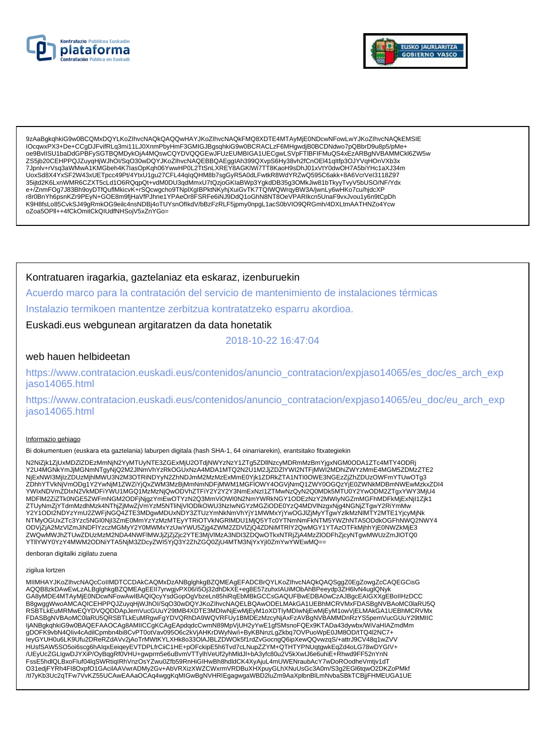9zAaBgkqhkiG9w0BCQMxDQYLKoZIhvcNAQkQAQQwHAYJKoZIhvcNAQkFMQ8XDTE4MTAyMjE0NDcwNFowLwYJKoZIhvcNAQkEMSIE
IOcqwxPX3+De+CCgDJFvifRLq3mi11LJ0XnmPbyHmF3GMIGJBgsqhkiG9w0BCRACLzF6MHgwdjB0BCDNdwo7pQBbrD9u8p5/pMe+
oe9BvlISU1baDdGPBFySGTBQMDykOjA4MQswCQYDVQQGEwJFUzEUMBIGA1UECgwLSVpFTlBFIFMuQS4xEzARBgNVBAMMCkl6ZW5w
ZS5jb20CEHPPQJZuyqHjWJhOI/SqO30wDQYJKoZIhvcNAQEBBQAEggIAh399QXvpS6Hy38vh2fCnOEl41qltfp3OJYVqHOnVXb3x
7Jpnlv+rVsq3aWMwA1KMGbeh4K7lasOpKqh06YwwHP0L2TtSnLXREY8AGKlWi7TT8KaoH9sDhJ01xVtY0dwOH7A5biYHc1aXJ34m
UoxSd8X4YxSF2W43xUETpcc49Pt/4YtxU1gu27CFL44qlqQHM8b7sgGyR5A0dLFwtkR8WdYRZwQ595C6akk+8A6VcrVel3118Z97
35ijtd2K6LxnWMR6CZXT5cLd1O6RQqpQt+vdM0DU3qdMmxU7tQzjoGKlaBWp3YgkdDB35g3OMkJiw81bTkyyTvyV5bUSO/NF/Ydx
e+/ZnmFOg7J83Bh9oyDTfQuflMkicvK+rSQcwgcho9TNplXglBPktNKyhjXuiGvTK7TQIWQWrqyBW3A/jwnLy6wHKo7cu/hjdcXP
r8r0BnYh6psnKZr9PEyN+GOE8m9fjHaVfPJhne1YPAeOr8FSRFe6iNJ9DdQ1oGhN8NT8OeVPARIkcn5UnaF9vxJvou1y6n9tCpDh
K9H8fsLo85CvkSJ49gRmkOG9eilc4nsNDBj4oTUYsnOfIkdV/bBzFzRLF5jpmy0npgL1acS0bVIO9QRGmh/4DXLtmAATHNZo4Ycw
oZoa5OPll++4fCkOmitCkQIUdfNHSojV5xZnYGo=

Kontratuaren iragarkia, gaztelaniaz eta eskaraz, izenburuekin

Acuerdo marco para la contratación del servicio de mantenimiento de instalaciones térmicas

Instalazio termikoen mantentze zerbitzua kontratatzeko esparru akordioa.

Euskadi.eus webgunean argitaratzen da data honetatik

2018-10-22 16:47:04

web hauen helbideetan

https://www.contratacion.euskadi.eus/contenidos/anuncio_contratacion/expjaso14065/es_doc/es_arch_expjaso14065.html

https://www.contratacion.euskadi.eus/contenidos/anuncio_contratacion/expjaso14065/eu_doc/eu_arch_expjaso14065.html

Informazio gehiago

Bi dokumentuen (euskara eta gaztelania) laburpen digitala (hash SHA-1, 64 oinarriarekin), erantsitako fitxategiekin

N2NiZjk1ZjUxMDZlZDEzMmNjN2YyMTUyNTE3ZGExMjU2OTdjNWYzNzY1ZTg5ZDllNzcyMDRmMzBmYjgxNGM0ODA1ZTc4MTY4ODRj
Y2U4MGNkYmJjMGNmNTgyNjQ2M2JlNmVhYzRkOGUxNzA4MDA1MTQ2N2U1M2JjZDZlYWI2NTFjMWI2MDhiZWYzMmE4MGM5ZDMzZTE2
NjExNWI3MjIzZDUzMjhlMWU3N2M3OTRiNDYyN2ZhNDJmM2MzMzExMmE0Yjk1ZDRkZTA1NTI0OWE3NGEzZjhZDUzOWFmYTUwOTg3
ZDhhYTVkNjVmODg1Y2YwNjM1ZWZiYjQxZWM3MzBjMmNmNDFjMWM1MGFlOWY4OGVjNmQ1ZWY0OGQzYjE0ZWNkMDBmNWEwMzkxZDI4
YWIxNDVmZDIxN2VkMDFiYWU1MGQ1MzMzNjQwODVhZTFiY2Y2Y2Y3NmExNzI1ZTMwNzQyN2Q0MDk5MTU0Y2YwODM2ZTgxYWY3MjU4
MDFlM2ZiZTk0NGE5ZWFmNGM2ODFjNjgzYmEwOTYzN2Q3MmViOWI0N2NmYWRkNGY1ODEzNzY2MWIyNGZmMGFhMDFkMjExNjI1Zjk1
ZTUyNmZjYTdmMzdhMzk4NThjZjMwZjVmYzM5NTliNjVlODlkOWU3NzIwNGYzMGZiODE0YzQ4MDVlNzgxNjg4NGNjZTgwY2RiYmMw
Y2Y1ODI2NDYzYmU2ZWFjNGQ4ZTE3MDgwMDUxNDY3ZTUzYmNkNmVhYjY1MWMxYjYwOGJlZjMyYTgwYzlkMzNlMTY2MTE1YjcyMjNk
NTMyOGUxZTc3Yzc5NGI0NjI3ZmE0MmYzYzMzMTEyYTRiOTVkNGRlMDU1MjQ5YTc0YTNmNmFkNTM5YWZhNTA5ODdkOGFhNWQ2NWY4
ODVjZjA2MzVlZmJiNDFlYzczMGMyY2Y0MWMxYzUwYWU5Zjg4ZWM2ZDVlZjQ4ZDNiMTRlY2QwMGY1YTAzOTFkMjhhYjE0NWZkMjE3
ZWQwMWJhZTUwZDUzMzM2NDA4NWFlMWJjZjZjZjc2YTE3MjVlMzA3NDI3ZDQwOTkxNTRjZjA4MzZlODFhZjcyNTgwMWUzZmJlOTQ0
YTllYWY0YzY4MWM2ODNiYTA5NjM3ZDcyZWI5YjQ3Y2ZhZGQ0ZjU4MTM3NjYxYjI0ZmYwYWEwMQ==

denboran digitalki zigilatu zuena

zigilua lortzen

MIIMHAYJKoZIhvcNAQcCoIIMDTCCDAkCAQMxDzANBglghkgBZQMEAgEFADCBrQYLKoZIhvcNAQkQAQSggZ0EgZowgZcCAQEGCisG
AQQB8zkDAwEwLzALBglghkgBZQMEAgEEIl7yrwgjvPX06/i5Oj32dhDkXE+eg8E57zuhxIAUiMObAhBPeeydp3ZH6lvN4uglQNyk
GA8yMDE4MTAyMjE0NDcwNFowAwIBAQIQcyYsdGopOgVbzeLn85hiRqEbMBkGCCsGAQUFBwEDBA0wCzAJBgcEAIGXXgEBoIIHzDCC
B8gwggWwoAMCAQICEHPPQJZuyqHjWJhOI/SqO30wDQYJKoZIhvcNAQELBQAwODELMAkGA1UEBhMCRVMxFDASBgNVBAoMC0laRU5Q
RSBTLkEuMRMwEQYDVQQDDApJemVucGUuY29tMB4XDTE3MDIwNjEwMjEyM1oXDTIyMDIwNjEwMjEyM1owVjELMAkGA1UEBhMCRVMx
FDASBgNVBAoMC0laRU5QRSBTLkEuMRgwFgYDVQRhDA9WQVRFUy1BMDEzMzcyNjAxFzAVBgNVBAMMDnRzYS5pemVucGUuY29tMIIC
IjANBgkqhkiG9w0BAQEFAAOCAg8AMIICCgKCAgEApdqdcCwmN89MpVjUH2yYwE1gfSMsnoFQEx9KTADa43dywbx/WiVaHIAZmdMm
gDOFK9vbN4QIiv4cAdilCpmbn4bi8CvPT0otVav095O6c2kVjAHKrDWyNw/i+ByKBNnzLgZkbq7OVPuoWpE0JM8OD/tTQ4l2NC7+
IeyGYUH0u6LK9Ufu2DReRZdAVv2jAoTrMWtKYLXHk8o33OIAJBLZDWOk5f1rdZvGocngQ6ipXewQQvwzqS/+attrJ9CV48q1wZVV
HUsfSAW5SO5oi6scg6hAIqxEeiqeyEVTDPLfrCiiC1HE+pOFckipE5h6Tvd7cLNupZZYM+QTHTYPNUqtgwkEqZd4oLG78wDYGlV+
/UEyUcZGLlgwDJYXiP/OyBqgRf0VHU+gwprm5e6uBvmVTTylhVeUf2yhMldJl+bA3yfc80u2V5kXwlJ6e6uhiE+Rhwd9FF52nYnN
FssE5hdlQLBxoFIuf04lqSWRtiqlRhVnzOsYZwu0Zfb59RnHiGIHwBh8hdldCK4XyAjuL4mUWENraubAcY7wDoROodheVmtjv1dT
O31edjFYRh4FI8OxpfO1GAciIAAVwrADMy2Gv+AbVRXizXWZCWxrmVRDBuXHXpuyGLhXNuUsGc3A0m/S3g2EGl6tqwO2DKZoPMkf
/tI7yKb3Uc2qTFw7VvKZ55UCAwEAAaOCAq4wggKqMIGwBgNVHRIEgagwgaWBD2luZm9AaXplbnBlLmNvbaSBkTCBjjFHMEUGA1UE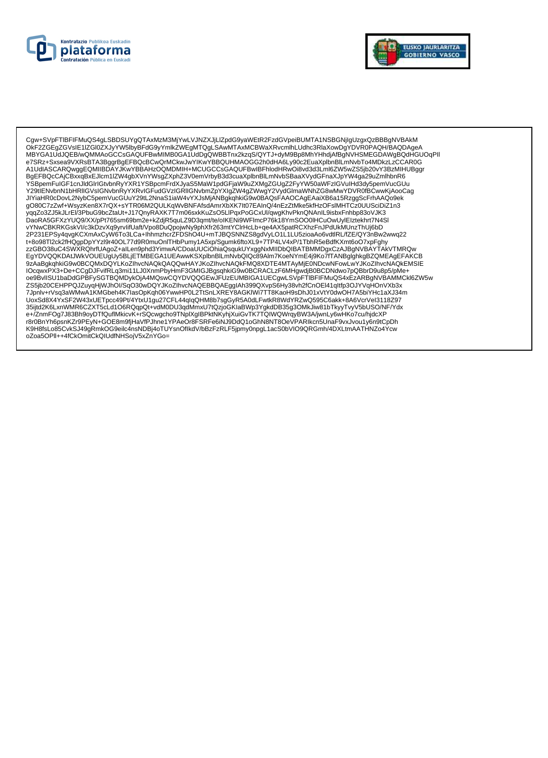```
Cgw+SVpFTlBFIFMuQS4gLSBDSUYgQTAxMzM3MjYwLVJNZXJjLlZpdG9yaWEtR2FzdGVpeiBUMTA1NSBGNjlgUzgxQzBBBgNVBAkM
OkF2ZGEgZGVsIE1lZGl0ZXJyYW5lbyBFdG9yYmlkZWEgMTQgLSAwMTAxMCBWaXRvcmlhLUdhc3RlaXowDgYDVR0PAQH/BAQDAgeA
MBYGA1UdJQEB/wQMMAoGCCsGAQUFBwMIMB0GA1UdDgQWBBTnx2kzqS/QYTJ+dyM9Bp8MhYHhdjAfBgNVHSMEGDAWgBQdHGUOqPlI
e7SRz+Sxsea9VXRsBTA3BggrBgEFBQcBCwQrMCkwJwYIKwYBBQUHMAOGG2h0dHA6Ly90c2EuaXplbnBlLmNvbTo4MDkzLzCCAR0G
A1UdIASCARQwggEQMIIBDAYJKwYBBAHzOQMDMIH+MCUGCCsGAQUFBwIBFhlodHRwOi8vd3d3Lml6ZW5wZS5jb20vY3BzMIHUBggr
BgEFBQcCAjCBxxqBxEJlcm1lZW4gbXVnYWsgZXphZ3V0emVrbyB3d3cuaXplbnBlLmNvbSBaaXVydGFnaXJpYW4ga29uZmlhbnR6
YSBpemFuIGF1cnJldGlrIGtvbnRyYXR1YSBpcmFrdXJyaS5MaW1pdGFjaW9uZXMgZGUgZ2FyYW50aWFzIGVuIHd3dy5pemVucGUu
Y29tIENvbnN1bHRlIGVsIGNvbnRyYXRvIGFudGVzIGRlIGNvbmZpYXIgZW4gZWwgY2VydGlmaWNhZG8wMwYDVR0fBCwwKjAooCag
JIYiaHR0cDovL2NybC5pemVucGUuY29tL2NnaS1iaW4vYXJsMjANBgkqhkiG9w0BAQsFAAOCAgEAaiXB6a15RzggScFrhAAQo9ek
gO80C7zZwf+WsyzKen8X7rQX+sYTR06M2QULKqWvBNFAfsdAmrXbXK7It07EAInQ/4nEzZtMke5kfHzOFslMHTCz0UUSciDiZ1n3
yqqZo3ZJ5kJLrEl/3PbuG9bcZtaUt+J17QnyRAXK7T7m06sxkKuZsO5LlPqxPoGCxUl/qwgKhvPknQNAnIL9isbxFnhbp83oVJK3
DaoRA5GFXzYUQ9/XX/pPt765sm69bm2e+kZdjR5quLZ9D3qmt/te/oIKENi9WFlmcP76k18YmSOO0lHCuOwUylElztekhrt7N4Sl
vYNwCBKRKGskVl/c3kDzvXq9yrvIifUaft/Vpo8DuQpojwNy9phXfr263mtYClrHcLb+qe4AX5patRCXhzFnJPdUkMUnzThUj6bD
2P231EPSy4qvgKCXmAxCyW6To3LCa+IhhmzhcrZFDShO4U+mTJBQSNNZS8gdVyLO1L1LU5zioaAo6vdtlRL/fZE/QY3nBw2wwq22
t+8o98Tl2ck2fHQgpDpYYzl9r40OL77d9R0muOnlTHbPumy1A5xp/Sgumk6ftoXL9+7TP4LV4xP/1TbhR5eBdfKXmt6oO7xpFghy
zzGBO38uC4SWXRQhrfUAgoZ+alLen9phd3YimwA/CDoaUUCiOhiaQsqukUYxggNxMIIDbQIBATBMMDgxCzAJBgNVBAYTAkVTMRQw
EgYDVQQKDAtJWkVOUEUgUy5BLjETMBEGA1UEAwwKSXplbnBlLmNvbQIQc89Alm7KoeNYmE4j9Ko7fTANBglghkgBZQMEAgEFAKCB
9zAaBgkqhkiG9w0BCQMxDQYLKoZIhvcNAQkQAQQwHAYJKoZIhvcNAQkFMQ8XDTE4MTAyMjE0NDcwNFowLwYJKoZIhvcNAQkEMSIE
IOcqwxPX3+De+CCgDJFvifRLq3mi11LJ0XnmPbyHmF3GMIGJBgsqhkiG9w0BCRACLzF6MHgwdjB0BCDNdwo7pQBbrD9u8p5/pMe+
oe9BvlISU1baDdGPBFySGTBQMDykOjA4MQswCQYDVQQGEwJFUzEUMBIGA1UECgwLSVpFTlBFIFMuQS4xEzARBgNVBAMMCkl6ZW5w
ZS5jb20CEHPPQJZuyqHjWJhOI/SqO30wDQYJKoZIhvcNAQEBBQAEggIAh399QXvpS6Hy38vh2fCnOEl41qltfp3OJYVqHOnVXb3x
7Jpnlv+rVsq3aWMwA1KMGbeh4K7IasOpKqh06YwwHP0L2TtSnLXREY8AGKlWi7TT8KaoH9sDhJ01xVtY0dwOH7A5biYHc1aXJ34m
UoxSd8X4YxSF2W43xUETpcc49Pt/4YtxU1gu27CFL44qlqQHM8b7sgGyR5A0dLFwtkR8WdYRZwQ595C6akk+8A6VcrVeI3118Z97
35ijtd2K6LxnWMR6CZXT5cLd1O6RQqpQt+vdM0DU3qdMmxU7tQzjoGKIaBWp3YgkdDB35g3OMkJiw81bTkyyTvyV5bUSO/NF/Ydx
e+/ZnmFOg7J83Bh9oyDTfQuflMkicvK+rSQcwgcho9TNplXgIBPktNKyhjXuiGvTK7TQIWQWrqyBW3A/jwnLy6wHKo7cu/hjdcXP
r8r0BnYh6psnKZr9PEyN+GOE8m9fjHaVfPJhne1YPAeOr8FSRFe6iNJ9DdQ1oGhN8NT8OeVPARIkcn5UnaF9vxJvou1y6n9tCpDh
K9H8fsLo85CvkSJ49gRmkOG9eilc4nsNDBj4oTUYsnOfIkdV/bBzFzRLF5jpmy0npgL1acS0bVIO9QRGmh/4DXLtmAATHNZo4Ycw
oZoa5OPll++4fCkOmitCkQIUdfNHSojV5xZnYGo=
```